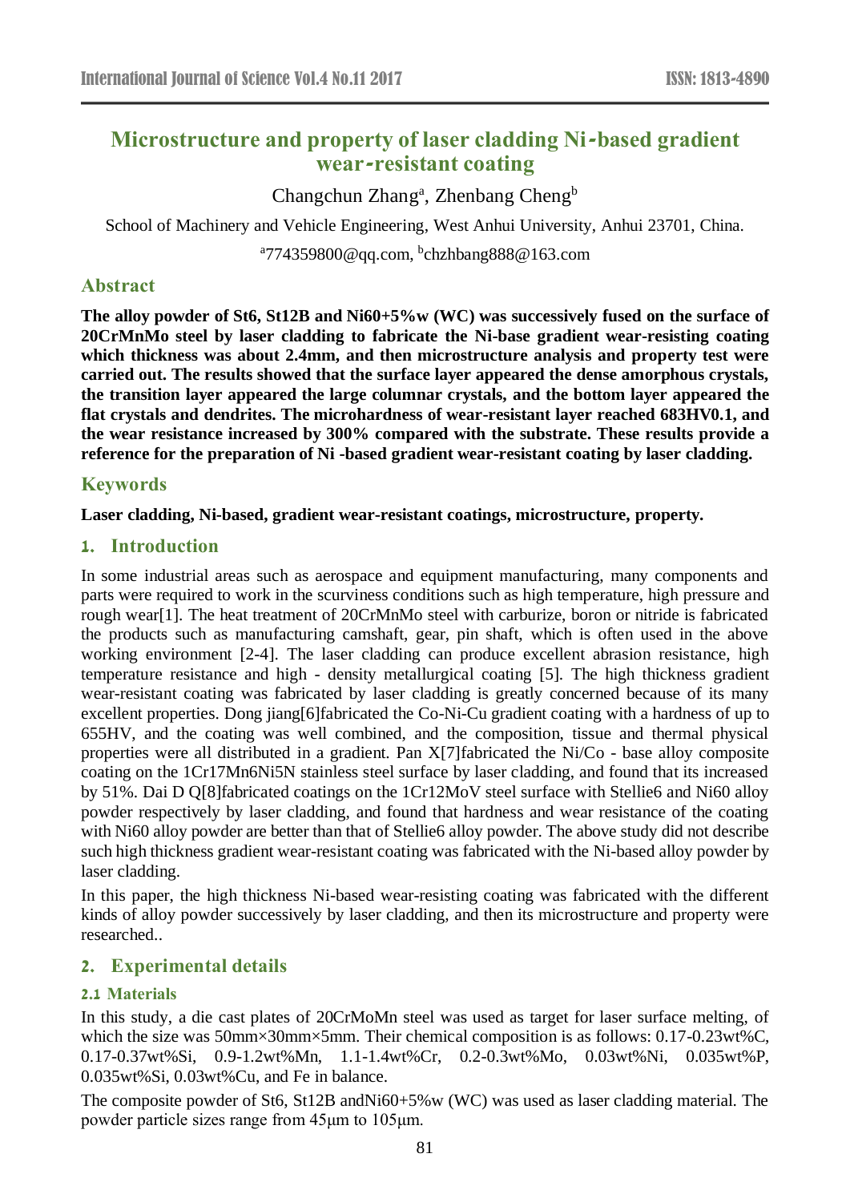# Microstructure and property of laser cladding Ni-based gradient wear-resistant coating

Changchun Zhang[a], Zhenbang Cheng[b]

School of Machinery and Vehicle Engineering, West Anhui University, Anhui 23701, China.

[a]774359800@qq.com, [b]chzhbang888@163.com

## Abstract

**The alloy powder of St6, St12B and Ni60+5%w (WC) was successively fused on the surface of 20CrMnMo steel by laser cladding to fabricate the Ni-base gradient wear-resisting coating which thickness was about 2.4mm, and then microstructure analysis and property test were carried out. The results showed that the surface layer appeared the dense amorphous crystals, the transition layer appeared the large columnar crystals, and the bottom layer appeared the flat crystals and dendrites. The microhardness of wear-resistant layer reached 683HV0.1, and the wear resistance increased by 300% compared with the substrate. These results provide a reference for the preparation of Ni -based gradient wear-resistant coating by laser cladding.**

## Keywords

**Laser cladding, Ni-based, gradient wear-resistant coatings, microstructure, property.**

## 1. Introduction

In some industrial areas such as aerospace and equipment manufacturing, many components and parts were required to work in the scurviness conditions such as high temperature, high pressure and rough wear[1]. The heat treatment of 20CrMnMo steel with carburize, boron or nitride is fabricated the products such as manufacturing camshaft, gear, pin shaft, which is often used in the above working environment [2-4]. The laser cladding can produce excellent abrasion resistance, high temperature resistance and high - density metallurgical coating [5]. The high thickness gradient wear-resistant coating was fabricated by laser cladding is greatly concerned because of its many excellent properties. Dong jiang[6]fabricated the Co-Ni-Cu gradient coating with a hardness of up to 655HV, and the coating was well combined, and the composition, tissue and thermal physical properties were all distributed in a gradient. Pan X[7]fabricated the Ni/Co - base alloy composite coating on the 1Cr17Mn6Ni5N stainless steel surface by laser cladding, and found that its increased by 51%. Dai D Q[8]fabricated coatings on the 1Cr12MoV steel surface with Stellie6 and Ni60 alloy powder respectively by laser cladding, and found that hardness and wear resistance of the coating with Ni60 alloy powder are better than that of Stellie6 alloy powder. The above study did not describe such high thickness gradient wear-resistant coating was fabricated with the Ni-based alloy powder by laser cladding.

In this paper, the high thickness Ni-based wear-resisting coating was fabricated with the different kinds of alloy powder successively by laser cladding, and then its microstructure and property were researched..

## 2. Experimental details

### 2.1 Materials

In this study, a die cast plates of 20CrMoMn steel was used as target for laser surface melting, of which the size was 50mm×30mm×5mm. Their chemical composition is as follows: 0.17-0.23wt%C, 0.17-0.37wt%Si, 0.9-1.2wt%Mn, 1.1-1.4wt%Cr, 0.2-0.3wt%Mo, 0.03wt%Ni, 0.035wt%P, 0.035wt%Si, 0.03wt%Cu, and Fe in balance.

The composite powder of St6, St12B andNi60+5%w (WC) was used as laser cladding material. The powder particle sizes range from 45μm to 105μm.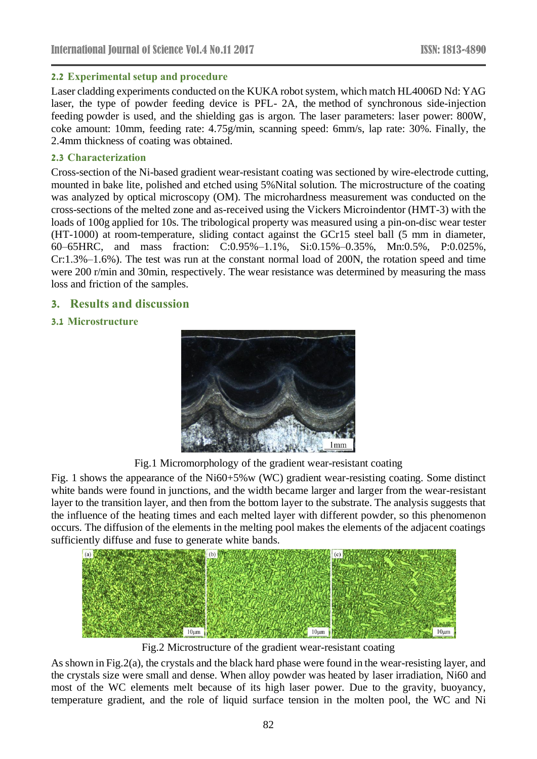### 2.2 Experimental setup and procedure

Laser cladding experiments conducted on the KUKA robot system, which match HL4006D Nd: YAG laser, the type of powder feeding device is PFL- 2A, the method of synchronous side-injection feeding powder is used, and the shielding gas is argon. The laser parameters: laser power: 800W, coke amount: 10mm, feeding rate: 4.75g/min, scanning speed: 6mm/s, lap rate: 30%. Finally, the 2.4mm thickness of coating was obtained.

### 2.3 Characterization

Cross-section of the Ni-based gradient wear-resistant coating was sectioned by wire-electrode cutting, mounted in bake lite, polished and etched using 5%Nital solution. The microstructure of the coating was analyzed by optical microscopy (OM). The microhardness measurement was conducted on the cross-sections of the melted zone and as-received using the Vickers Microindentor (HMT-3) with the loads of 100g applied for 10s. The tribological property was measured using a pin-on-disc wear tester (HT-1000) at room-temperature, sliding contact against the GCr15 steel ball (5 mm in diameter, 60–65HRC, and mass fraction: C:0.95%–1.1%, Si:0.15%–0.35%, Mn:0.5%, P:0.025%, Cr:1.3%–1.6%). The test was run at the constant normal load of 200N, the rotation speed and time were 200 r/min and 30min, respectively. The wear resistance was determined by measuring the mass loss and friction of the samples.

## 3. Results and discussion

### 3.1 Microstructure

Fig.1 Micromorphology of the gradient wear-resistant coating

Fig. 1 shows the appearance of the Ni60+5%w (WC) gradient wear-resisting coating. Some distinct white bands were found in junctions, and the width became larger and larger from the wear-resistant layer to the transition layer, and then from the bottom layer to the substrate. The analysis suggests that the influence of the heating times and each melted layer with different powder, so this phenomenon occurs. The diffusion of the elements in the melting pool makes the elements of the adjacent coatings sufficiently diffuse and fuse to generate white bands.

Fig.2 Microstructure of the gradient wear-resistant coating

As shown in Fig.2(a), the crystals and the black hard phase were found in the wear-resisting layer, and the crystals size were small and dense. When alloy powder was heated by laser irradiation, Ni60 and most of the WC elements melt because of its high laser power. Due to the gravity, buoyancy, temperature gradient, and the role of liquid surface tension in the molten pool, the WC and Ni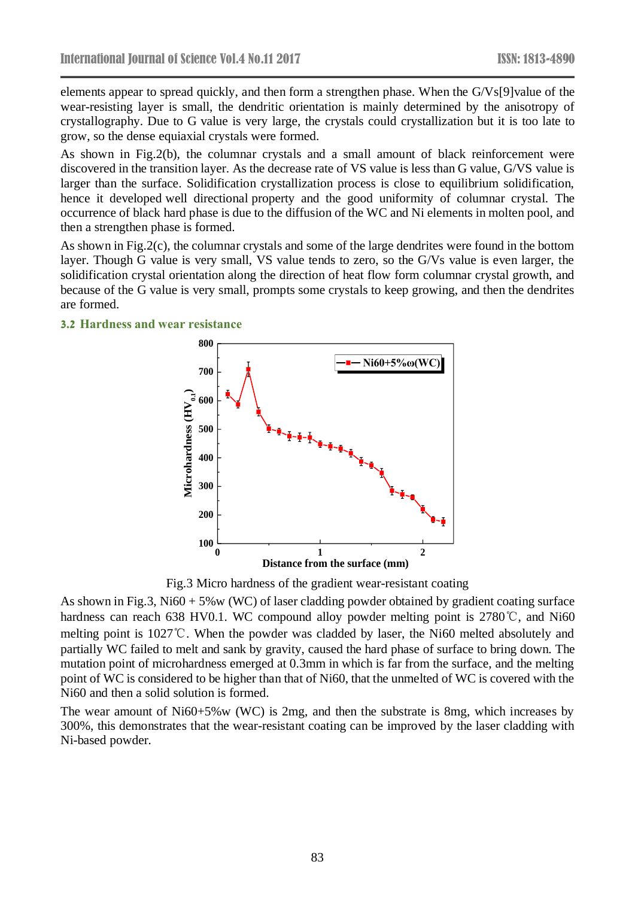elements appear to spread quickly, and then form a strengthen phase. When the G/Vs[9]value of the wear-resisting layer is small, the dendritic orientation is mainly determined by the anisotropy of crystallography. Due to G value is very large, the crystals could crystallization but it is too late to grow, so the dense equiaxial crystals were formed.

As shown in Fig.2(b), the columnar crystals and a small amount of black reinforcement were discovered in the transition layer. As the decrease rate of VS value is less than G value, G/VS value is larger than the surface. Solidification crystallization process is close to equilibrium solidification, hence it developed well directional property and the good uniformity of columnar crystal. The occurrence of black hard phase is due to the diffusion of the WC and Ni elements in molten pool, and then a strengthen phase is formed.

As shown in Fig.2(c), the columnar crystals and some of the large dendrites were found in the bottom layer. Though G value is very small, VS value tends to zero, so the G/Vs value is even larger, the solidification crystal orientation along the direction of heat flow form columnar crystal growth, and because of the G value is very small, prompts some crystals to keep growing, and then the dendrites are formed.

### 3.2 Hardness and wear resistance

Fig.3 Micro hardness of the gradient wear-resistant coating

As shown in Fig.3, Ni60 + 5%w (WC) of laser cladding powder obtained by gradient coating surface hardness can reach 638 HV0.1. WC compound alloy powder melting point is 2780℃, and Ni60 melting point is 1027℃. When the powder was cladded by laser, the Ni60 melted absolutely and partially WC failed to melt and sank by gravity, caused the hard phase of surface to bring down. The mutation point of microhardness emerged at 0.3mm in which is far from the surface, and the melting point of WC is considered to be higher than that of Ni60, that the unmelted of WC is covered with the Ni60 and then a solid solution is formed.

The wear amount of Ni60+5%w (WC) is 2mg, and then the substrate is 8mg, which increases by 300%, this demonstrates that the wear-resistant coating can be improved by the laser cladding with Ni-based powder.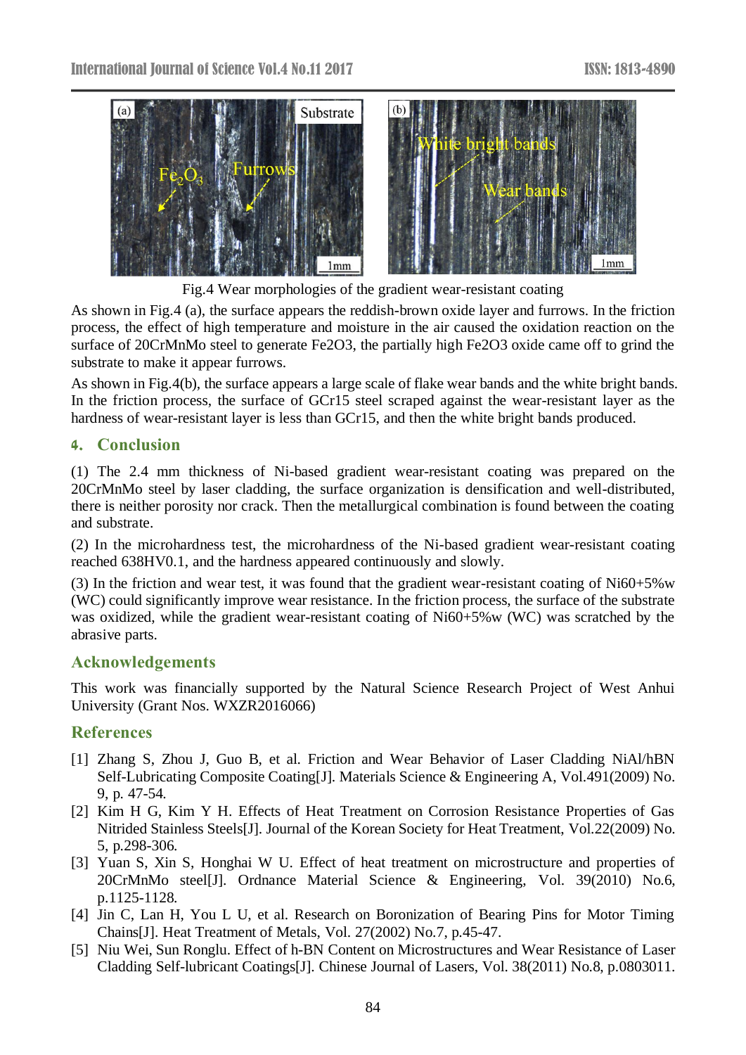Fig.4 Wear morphologies of the gradient wear-resistant coating

As shown in Fig.4 (a), the surface appears the reddish-brown oxide layer and furrows. In the friction process, the effect of high temperature and moisture in the air caused the oxidation reaction on the surface of 20CrMnMo steel to generate $Fe_2O_3$, the partially high $Fe_2O_3$ oxide came off to grind the substrate to make it appear furrows.

As shown in Fig.4(b), the surface appears a large scale of flake wear bands and the white bright bands. In the friction process, the surface of GCr15 steel scraped against the wear-resistant layer as the hardness of wear-resistant layer is less than GCr15, and then the white bright bands produced.

## 4. Conclusion

(1) The 2.4 mm thickness of Ni-based gradient wear-resistant coating was prepared on the 20CrMnMo steel by laser cladding, the surface organization is densification and well-distributed, there is neither porosity nor crack. Then the metallurgical combination is found between the coating and substrate.

(2) In the microhardness test, the microhardness of the Ni-based gradient wear-resistant coating reached 638HV0.1, and the hardness appeared continuously and slowly.

(3) In the friction and wear test, it was found that the gradient wear-resistant coating of Ni60+5%w (WC) could significantly improve wear resistance. In the friction process, the surface of the substrate was oxidized, while the gradient wear-resistant coating of Ni60+5%w (WC) was scratched by the abrasive parts.

## Acknowledgements

This work was financially supported by the Natural Science Research Project of West Anhui University (Grant Nos. WXZR2016066)

## References

[1] Zhang S, Zhou J, Guo B, et al. Friction and Wear Behavior of Laser Cladding NiAl/hBN Self-Lubricating Composite Coating[J]. Materials Science & Engineering A, Vol.491(2009) No. 9, p. 47-54.

[2] Kim H G, Kim Y H. Effects of Heat Treatment on Corrosion Resistance Properties of Gas Nitrided Stainless Steels[J]. Journal of the Korean Society for Heat Treatment, Vol.22(2009) No. 5, p.298-306.

[3] Yuan S, Xin S, Honghai W U. Effect of heat treatment on microstructure and properties of 20CrMnMo steel[J]. Ordnance Material Science & Engineering, Vol. 39(2010) No.6, p.1125-1128.

[4] Jin C, Lan H, You L U, et al. Research on Boronization of Bearing Pins for Motor Timing Chains[J]. Heat Treatment of Metals, Vol. 27(2002) No.7, p.45-47.

[5] Niu Wei, Sun Ronglu. Effect of h-BN Content on Microstructures and Wear Resistance of Laser Cladding Self-lubricant Coatings[J]. Chinese Journal of Lasers, Vol. 38(2011) No.8, p.0803011.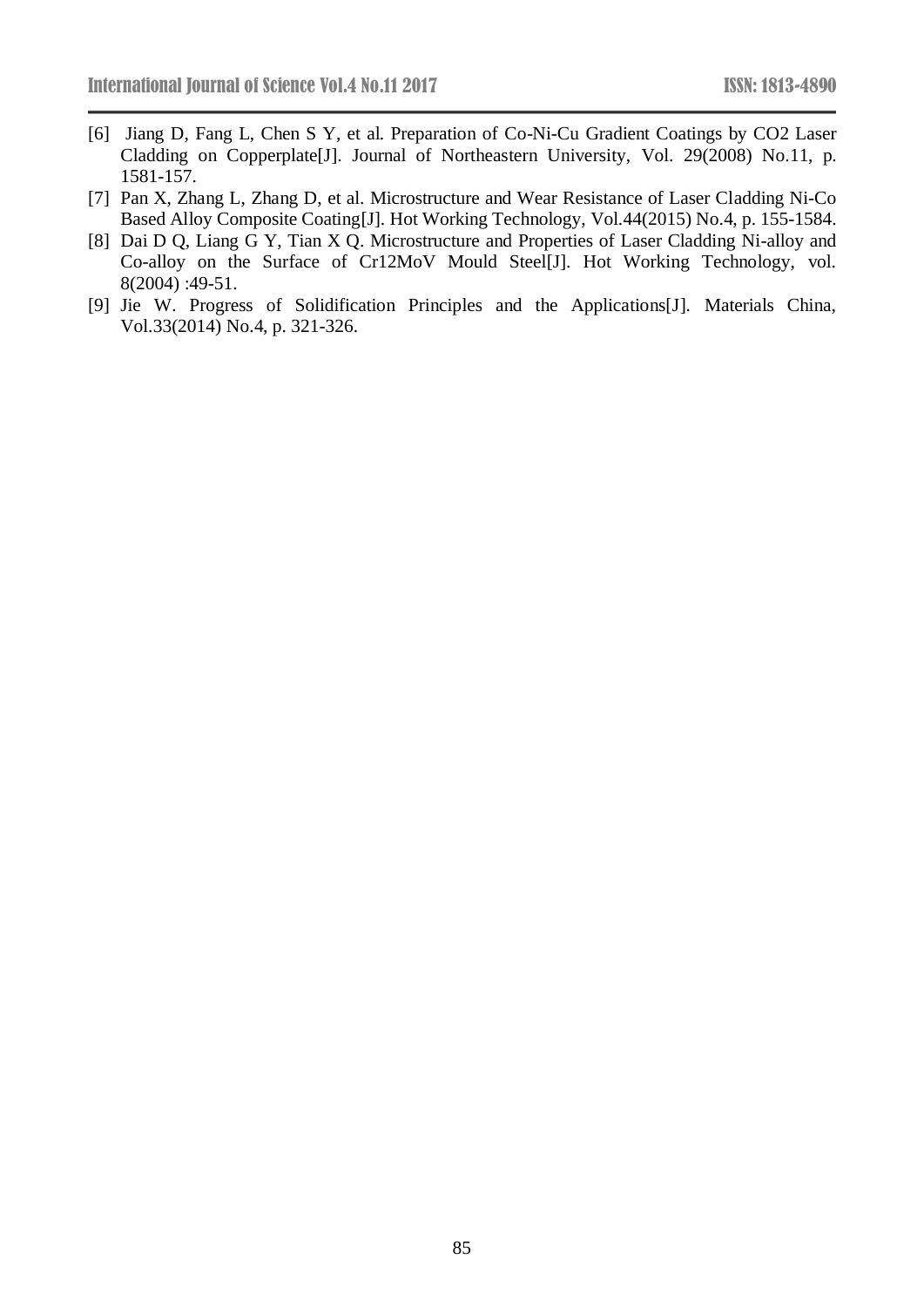[6] Jiang D, Fang L, Chen S Y, et al. Preparation of Co-Ni-Cu Gradient Coatings by CO2 Laser Cladding on Copperplate[J]. Journal of Northeastern University, Vol. 29(2008) No.11, p. 1581-157.

[7] Pan X, Zhang L, Zhang D, et al. Microstructure and Wear Resistance of Laser Cladding Ni-Co Based Alloy Composite Coating[J]. Hot Working Technology, Vol.44(2015) No.4, p. 155-1584.

[8] Dai D Q, Liang G Y, Tian X Q. Microstructure and Properties of Laser Cladding Ni-alloy and Co-alloy on the Surface of Cr12MoV Mould Steel[J]. Hot Working Technology, vol. 8(2004) :49-51.

[9] Jie W. Progress of Solidification Principles and the Applications[J]. Materials China, Vol.33(2014) No.4, p. 321-326.